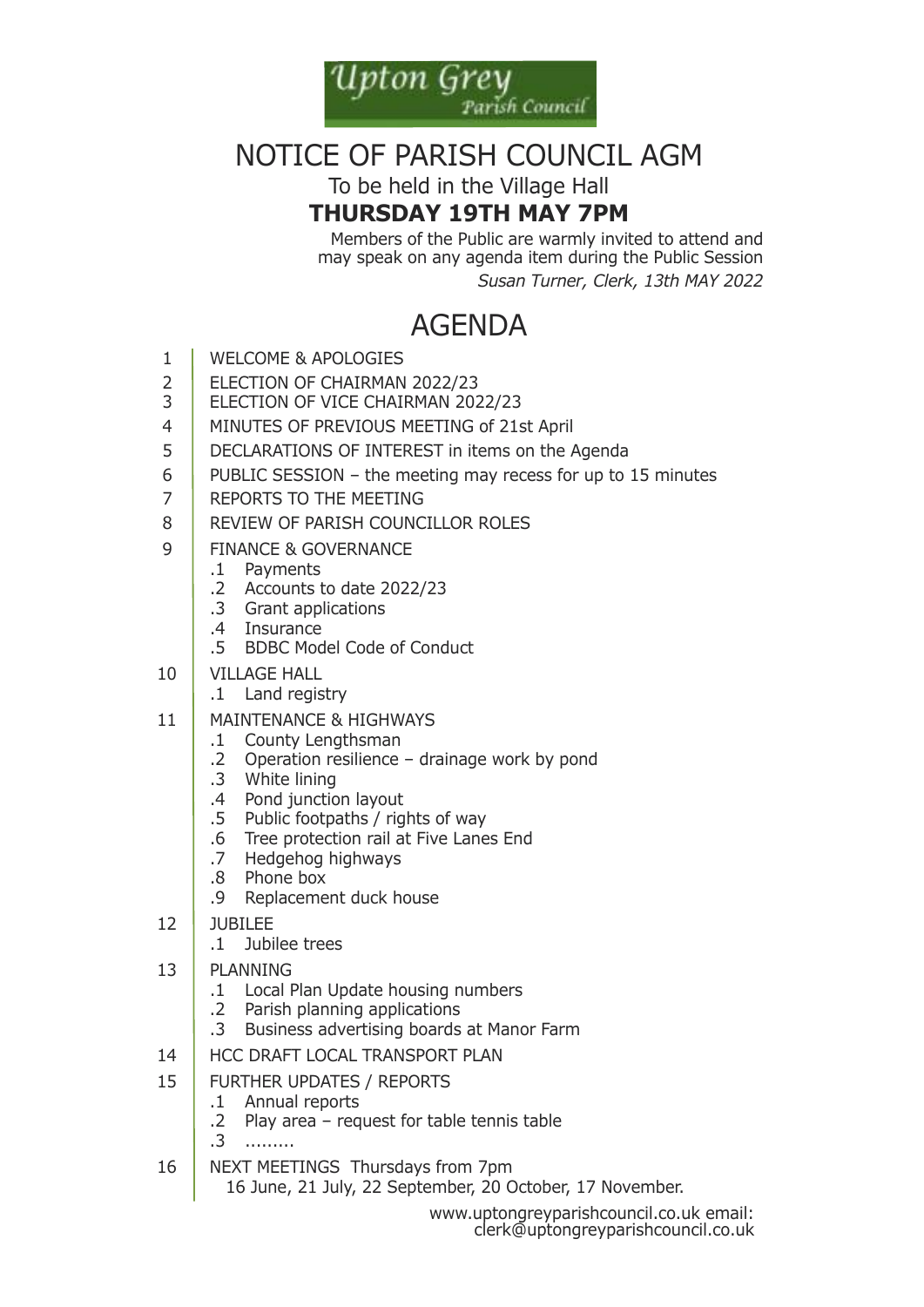Upton Grey Parish Council

# NOTICE OF PARISH COUNCIL AGM

To be held in the Village Hall

**THURSDAY 19TH MAY 7PM**

Members of the Public are warmly invited to attend and may speak on any agenda item during the Public Session

*Susan Turner, Clerk, 13th MAY 2022*

## AGENDA

1 WELCOME & APOLOGIES

2 ELECTION OF CHAIRMAN 2022/23

3 ELECTION OF VICE CHAIRMAN 2022/23

4 MINUTES OF PREVIOUS MEETING of 21st April

5 DECLARATIONS OF INTEREST in items on the Agenda

6 PUBLIC SESSION – the meeting may recess for up to 15 minutes

7 REPORTS TO THE MEETING

8 REVIEW OF PARISH COUNCILLOR ROLES

9 FINANCE & GOVERNANCE
- .1 Payments
- .2 Accounts to date 2022/23
- .3 Grant applications
- .4 Insurance
- .5 BDBC Model Code of Conduct

10 VILLAGE HALL
- .1 Land registry

11 MAINTENANCE & HIGHWAYS
- .1 County Lengthsman
- .2 Operation resilience – drainage work by pond
- .3 White lining
- .4 Pond junction layout
- .5 Public footpaths / rights of way
- .6 Tree protection rail at Five Lanes End
- .7 Hedgehog highways
- .8 Phone box
- .9 Replacement duck house

12 JUBILEE
- .1 Jubilee trees

13 PLANNING
- .1 Local Plan Update housing numbers
- .2 Parish planning applications
- .3 Business advertising boards at Manor Farm

14 HCC DRAFT LOCAL TRANSPORT PLAN

15 FURTHER UPDATES / REPORTS
- .1 Annual reports
- .2 Play area – request for table tennis table
- .3 .........

16 NEXT MEETINGS Thursdays from 7pm
16 June, 21 July, 22 September, 20 October, 17 November.

www.uptongreyparishcouncil.co.uk email: clerk@uptongreyparishcouncil.co.uk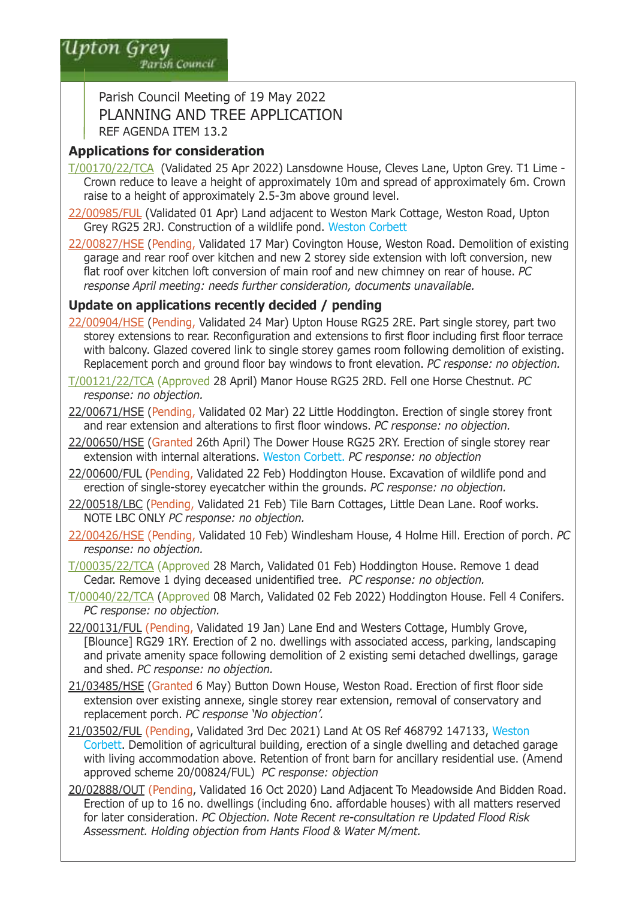Upton Grey
Parish Council

Parish Council Meeting of 19 May 2022

PLANNING AND TREE APPLICATION

REF AGENDA ITEM 13.2

## Applications for consideration

T/00170/22/TCA (Validated 25 Apr 2022) Lansdowne House, Cleves Lane, Upton Grey. T1 Lime - Crown reduce to leave a height of approximately 10m and spread of approximately 6m. Crown raise to a height of approximately 2.5-3m above ground level.

22/00985/FUL (Validated 01 Apr) Land adjacent to Weston Mark Cottage, Weston Road, Upton Grey RG25 2RJ. Construction of a wildlife pond. Weston Corbett

22/00827/HSE (Pending, Validated 17 Mar) Covington House, Weston Road. Demolition of existing garage and rear roof over kitchen and new 2 storey side extension with loft conversion, new flat roof over kitchen loft conversion of main roof and new chimney on rear of house. *PC response April meeting: needs further consideration, documents unavailable.*

## Update on applications recently decided / pending

22/00904/HSE (Pending, Validated 24 Mar) Upton House RG25 2RE. Part single storey, part two storey extensions to rear. Reconfiguration and extensions to first floor including first floor terrace with balcony. Glazed covered link to single storey games room following demolition of existing. Replacement porch and ground floor bay windows to front elevation. *PC response: no objection.*

T/00121/22/TCA (Approved 28 April) Manor House RG25 2RD. Fell one Horse Chestnut. *PC response: no objection.*

22/00671/HSE (Pending, Validated 02 Mar) 22 Little Hoddington. Erection of single storey front and rear extension and alterations to first floor windows. *PC response: no objection.*

22/00650/HSE (Granted 26th April) The Dower House RG25 2RY. Erection of single storey rear extension with internal alterations. Weston Corbett. *PC response: no objection*

22/00600/FUL (Pending, Validated 22 Feb) Hoddington House. Excavation of wildlife pond and erection of single-storey eyecatcher within the grounds. *PC response: no objection.*

22/00518/LBC (Pending, Validated 21 Feb) Tile Barn Cottages, Little Dean Lane. Roof works. NOTE LBC ONLY *PC response: no objection.*

22/00426/HSE (Pending, Validated 10 Feb) Windlesham House, 4 Holme Hill. Erection of porch. *PC response: no objection.*

T/00035/22/TCA (Approved 28 March, Validated 01 Feb) Hoddington House. Remove 1 dead Cedar. Remove 1 dying deceased unidentified tree. *PC response: no objection.*

T/00040/22/TCA (Approved 08 March, Validated 02 Feb 2022) Hoddington House. Fell 4 Conifers. *PC response: no objection.*

22/00131/FUL (Pending, Validated 19 Jan) Lane End and Westers Cottage, Humbly Grove, [Blounce] RG29 1RY. Erection of 2 no. dwellings with associated access, parking, landscaping and private amenity space following demolition of 2 existing semi detached dwellings, garage and shed. *PC response: no objection.*

21/03485/HSE (Granted 6 May) Button Down House, Weston Road. Erection of first floor side extension over existing annexe, single storey rear extension, removal of conservatory and replacement porch. *PC response 'No objection'.*

21/03502/FUL (Pending, Validated 3rd Dec 2021) Land At OS Ref 468792 147133, Weston Corbett. Demolition of agricultural building, erection of a single dwelling and detached garage with living accommodation above. Retention of front barn for ancillary residential use. (Amend approved scheme 20/00824/FUL) *PC response: objection*

20/02888/OUT (Pending, Validated 16 Oct 2020) Land Adjacent To Meadowside And Bidden Road. Erection of up to 16 no. dwellings (including 6no. affordable houses) with all matters reserved for later consideration. *PC Objection. Note Recent re-consultation re Updated Flood Risk Assessment. Holding objection from Hants Flood & Water M/ment.*